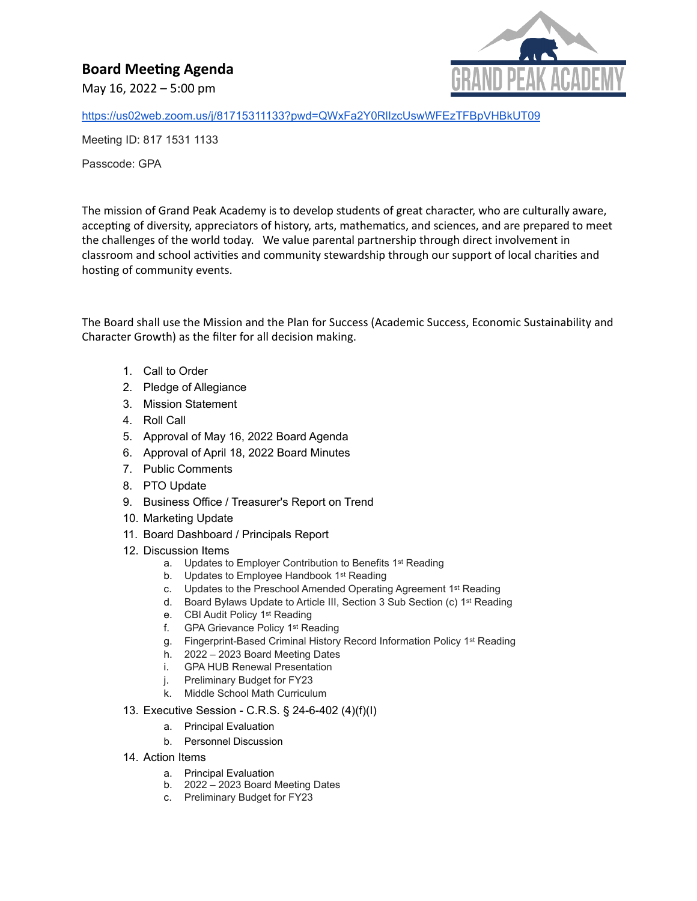## Board Meeting Agenda

May 16, 2022 – 5:00 pm

GRAND PEAK ACADEMY

https://us02web.zoom.us/j/81715311133?pwd=QWxFa2Y0RllzcUswWFEzTFBpVHBkUT09

Meeting ID: 817 1531 1133

Passcode: GPA

The mission of Grand Peak Academy is to develop students of great character, who are culturally aware, accepting of diversity, appreciators of history, arts, mathematics, and sciences, and are prepared to meet the challenges of the world today. We value parental partnership through direct involvement in classroom and school activities and community stewardship through our support of local charities and hosting of community events.

The Board shall use the Mission and the Plan for Success (Academic Success, Economic Sustainability and Character Growth) as the filter for all decision making.

1. Call to Order
2. Pledge of Allegiance
3. Mission Statement
4. Roll Call
5. Approval of May 16, 2022 Board Agenda
6. Approval of April 18, 2022 Board Minutes
7. Public Comments
8. PTO Update
9. Business Office / Treasurer's Report on Trend
10. Marketing Update
11. Board Dashboard / Principals Report
12. Discussion Items
    a. Updates to Employer Contribution to Benefits 1st Reading
    b. Updates to Employee Handbook 1st Reading
    c. Updates to the Preschool Amended Operating Agreement 1st Reading
    d. Board Bylaws Update to Article III, Section 3 Sub Section (c) 1st Reading
    e. CBI Audit Policy 1st Reading
    f. GPA Grievance Policy 1st Reading
    g. Fingerprint-Based Criminal History Record Information Policy 1st Reading
    h. 2022 – 2023 Board Meeting Dates
    i. GPA HUB Renewal Presentation
    j. Preliminary Budget for FY23
    k. Middle School Math Curriculum
13. Executive Session - C.R.S. § 24-6-402 (4)(f)(I)
    a. Principal Evaluation
    b. Personnel Discussion
14. Action Items
    a. Principal Evaluation
    b. 2022 – 2023 Board Meeting Dates
    c. Preliminary Budget for FY23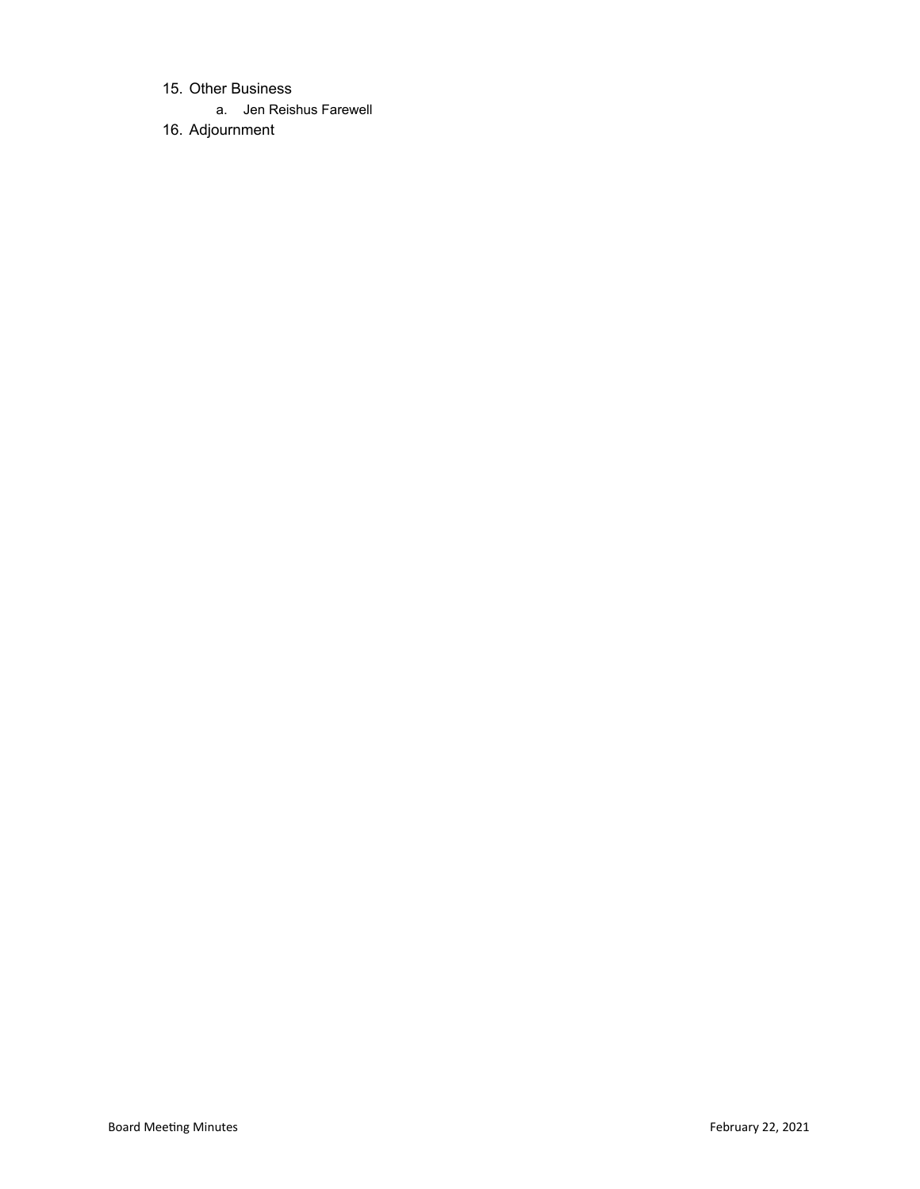15. Other Business
    a. Jen Reishus Farewell
16. Adjournment